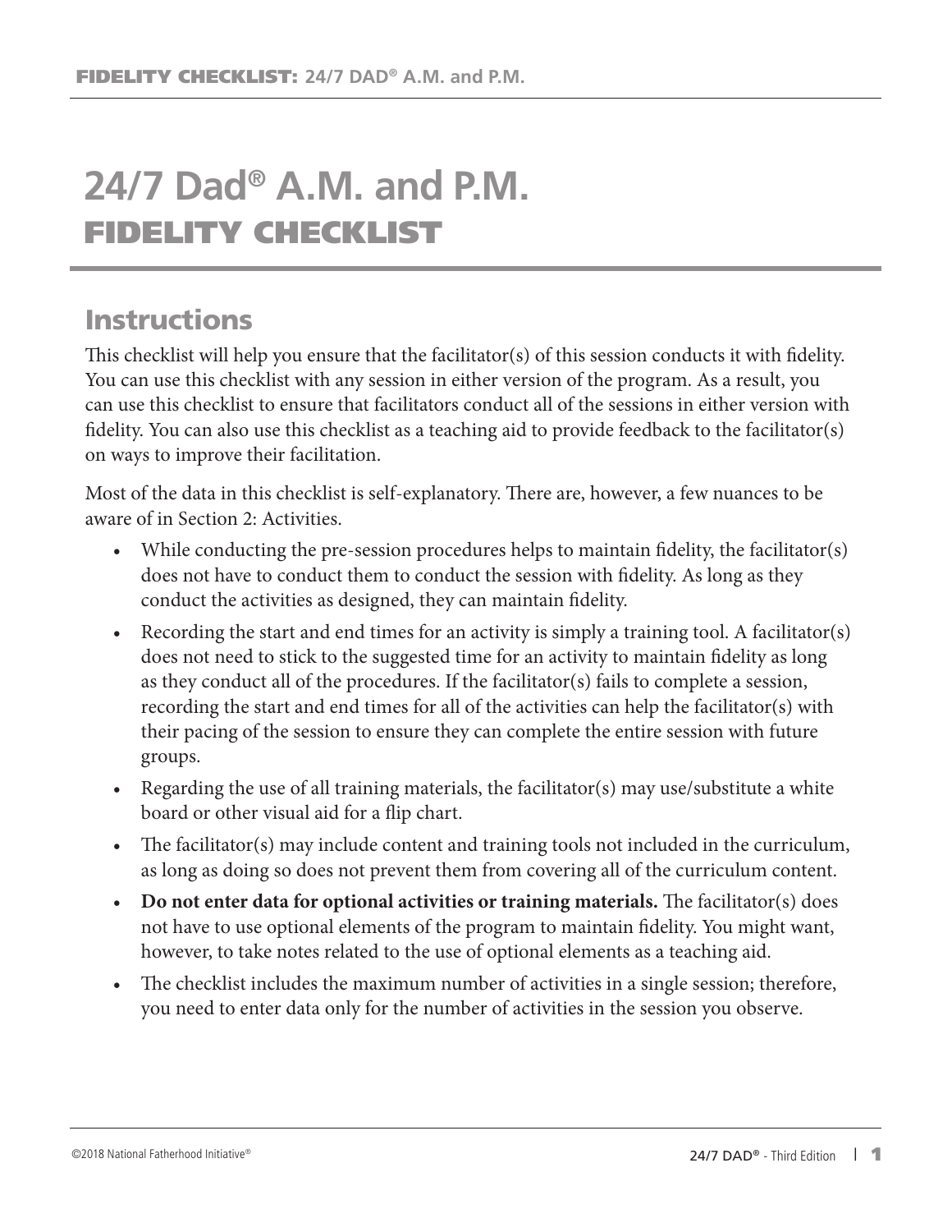# 24/7 Dad® A.M. and P.M.
# FIDELITY CHECKLIST

## Instructions

This checklist will help you ensure that the facilitator(s) of this session conducts it with fidelity. You can use this checklist with any session in either version of the program. As a result, you can use this checklist to ensure that facilitators conduct all of the sessions in either version with fidelity. You can also use this checklist as a teaching aid to provide feedback to the facilitator(s) on ways to improve their facilitation.

Most of the data in this checklist is self-explanatory. There are, however, a few nuances to be aware of in Section 2: Activities.

- While conducting the pre-session procedures helps to maintain fidelity, the facilitator(s) does not have to conduct them to conduct the session with fidelity. As long as they conduct the activities as designed, they can maintain fidelity.
- Recording the start and end times for an activity is simply a training tool. A facilitator(s) does not need to stick to the suggested time for an activity to maintain fidelity as long as they conduct all of the procedures. If the facilitator(s) fails to complete a session, recording the start and end times for all of the activities can help the facilitator(s) with their pacing of the session to ensure they can complete the entire session with future groups.
- Regarding the use of all training materials, the facilitator(s) may use/substitute a white board or other visual aid for a flip chart.
- The facilitator(s) may include content and training tools not included in the curriculum, as long as doing so does not prevent them from covering all of the curriculum content.
- **Do not enter data for optional activities or training materials.** The facilitator(s) does not have to use optional elements of the program to maintain fidelity. You might want, however, to take notes related to the use of optional elements as a teaching aid.
- The checklist includes the maximum number of activities in a single session; therefore, you need to enter data only for the number of activities in the session you observe.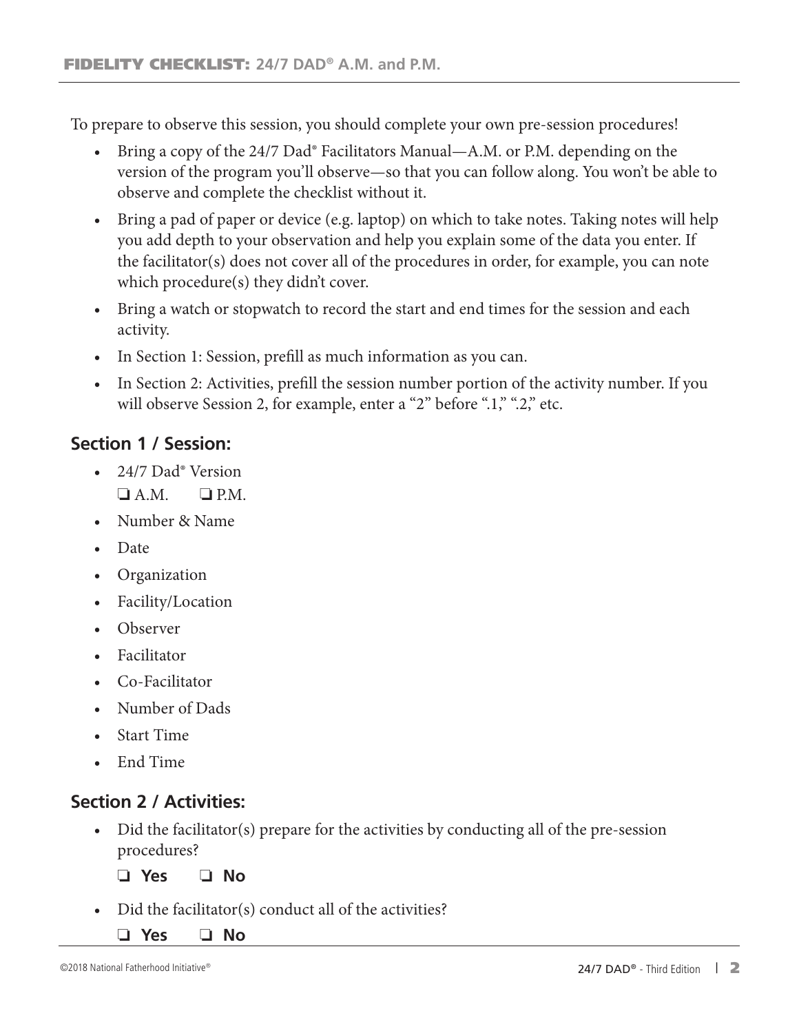To prepare to observe this session, you should complete your own pre-session procedures!

- Bring a copy of the 24/7 Dad® Facilitators Manual—A.M. or P.M. depending on the version of the program you'll observe—so that you can follow along. You won't be able to observe and complete the checklist without it.
- Bring a pad of paper or device (e.g. laptop) on which to take notes. Taking notes will help you add depth to your observation and help you explain some of the data you enter. If the facilitator(s) does not cover all of the procedures in order, for example, you can note which procedure(s) they didn't cover.
- Bring a watch or stopwatch to record the start and end times for the session and each activity.
- In Section 1: Session, prefill as much information as you can.
- In Section 2: Activities, prefill the session number portion of the activity number. If you will observe Session 2, for example, enter a "2" before ".1," ".2," etc.

## Section 1 / Session:

- 24/7 Dad® Version
  ❏ A.M. ❏ P.M.
- Number & Name
- Date
- Organization
- Facility/Location
- Observer
- Facilitator
- Co-Facilitator
- Number of Dads
- Start Time
- End Time

## Section 2 / Activities:

- Did the facilitator(s) prepare for the activities by conducting all of the pre-session procedures?

  ❏ **Yes** ❏ **No**

- Did the facilitator(s) conduct all of the activities?

  ❏ **Yes** ❏ **No**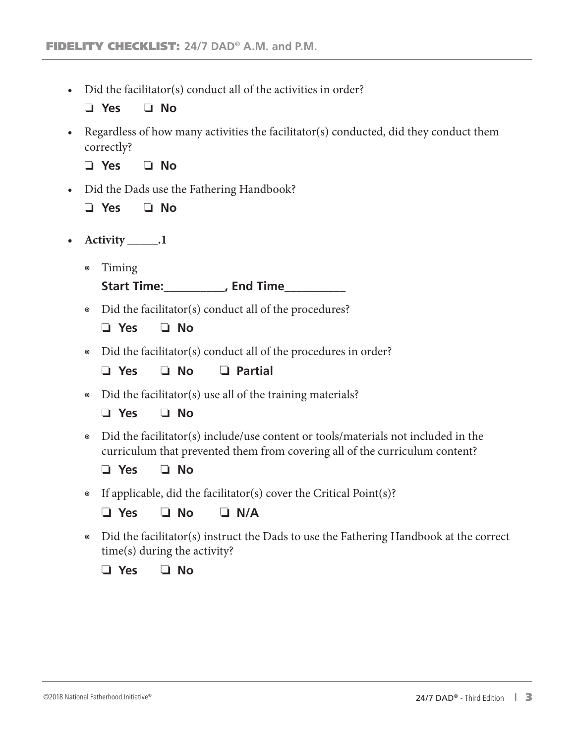- Did the facilitator(s) conduct all of the activities in order?

  ❑ **Yes** ❑ **No**

- Regardless of how many activities the facilitator(s) conducted, did they conduct them correctly?

  ❑ **Yes** ❑ **No**

- Did the Dads use the Fathering Handbook?

  ❑ **Yes** ❑ **No**

- **Activity _____.1**

  - Timing

    **Start Time:__________, End Time__________**

  - Did the facilitator(s) conduct all of the procedures?

    ❑ **Yes** ❑ **No**

  - Did the facilitator(s) conduct all of the procedures in order?

    ❑ **Yes** ❑ **No** ❑ **Partial**

  - Did the facilitator(s) use all of the training materials?

    ❑ **Yes** ❑ **No**

  - Did the facilitator(s) include/use content or tools/materials not included in the curriculum that prevented them from covering all of the curriculum content?

    ❑ **Yes** ❑ **No**

  - If applicable, did the facilitator(s) cover the Critical Point(s)?

    ❑ **Yes** ❑ **No** ❑ **N/A**

  - Did the facilitator(s) instruct the Dads to use the Fathering Handbook at the correct time(s) during the activity?

    ❑ **Yes** ❑ **No**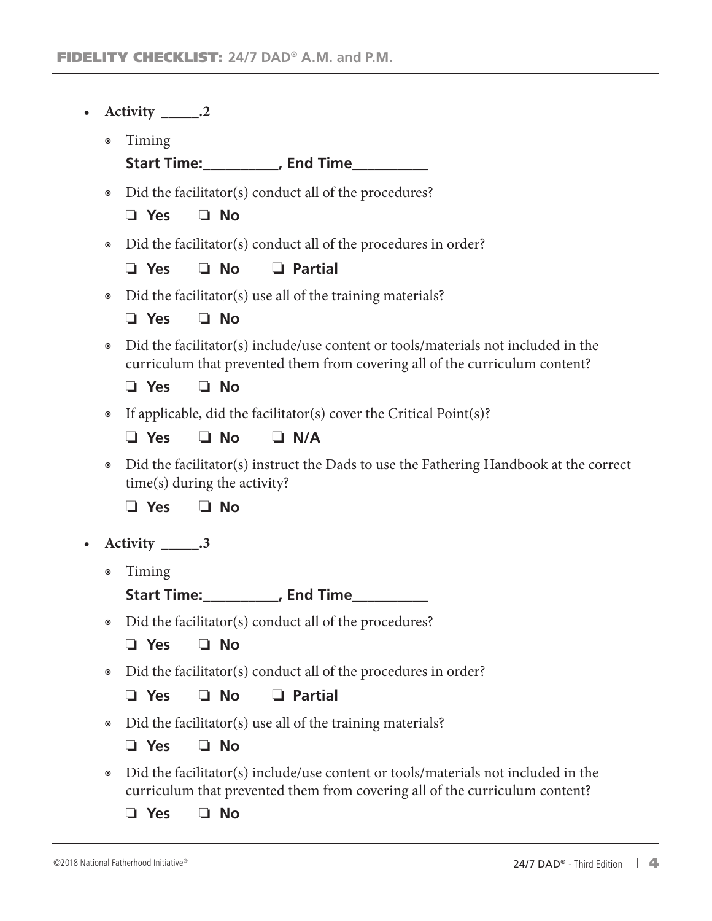- **Activity _____.2**
    - Timing

      **Start Time:__________, End Time__________**
    - Did the facilitator(s) conduct all of the procedures?

      ❑ **Yes** ❑ **No**
    - Did the facilitator(s) conduct all of the procedures in order?

      ❑ **Yes** ❑ **No** ❑ **Partial**
    - Did the facilitator(s) use all of the training materials?

      ❑ **Yes** ❑ **No**
    - Did the facilitator(s) include/use content or tools/materials not included in the curriculum that prevented them from covering all of the curriculum content?

      ❑ **Yes** ❑ **No**
    - If applicable, did the facilitator(s) cover the Critical Point(s)?

      ❑ **Yes** ❑ **No** ❑ **N/A**
    - Did the facilitator(s) instruct the Dads to use the Fathering Handbook at the correct time(s) during the activity?

      ❑ **Yes** ❑ **No**
- **Activity _____.3**
    - Timing

      **Start Time:__________, End Time__________**
    - Did the facilitator(s) conduct all of the procedures?

      ❑ **Yes** ❑ **No**
    - Did the facilitator(s) conduct all of the procedures in order?

      ❑ **Yes** ❑ **No** ❑ **Partial**
    - Did the facilitator(s) use all of the training materials?

      ❑ **Yes** ❑ **No**
    - Did the facilitator(s) include/use content or tools/materials not included in the curriculum that prevented them from covering all of the curriculum content?

      ❑ **Yes** ❑ **No**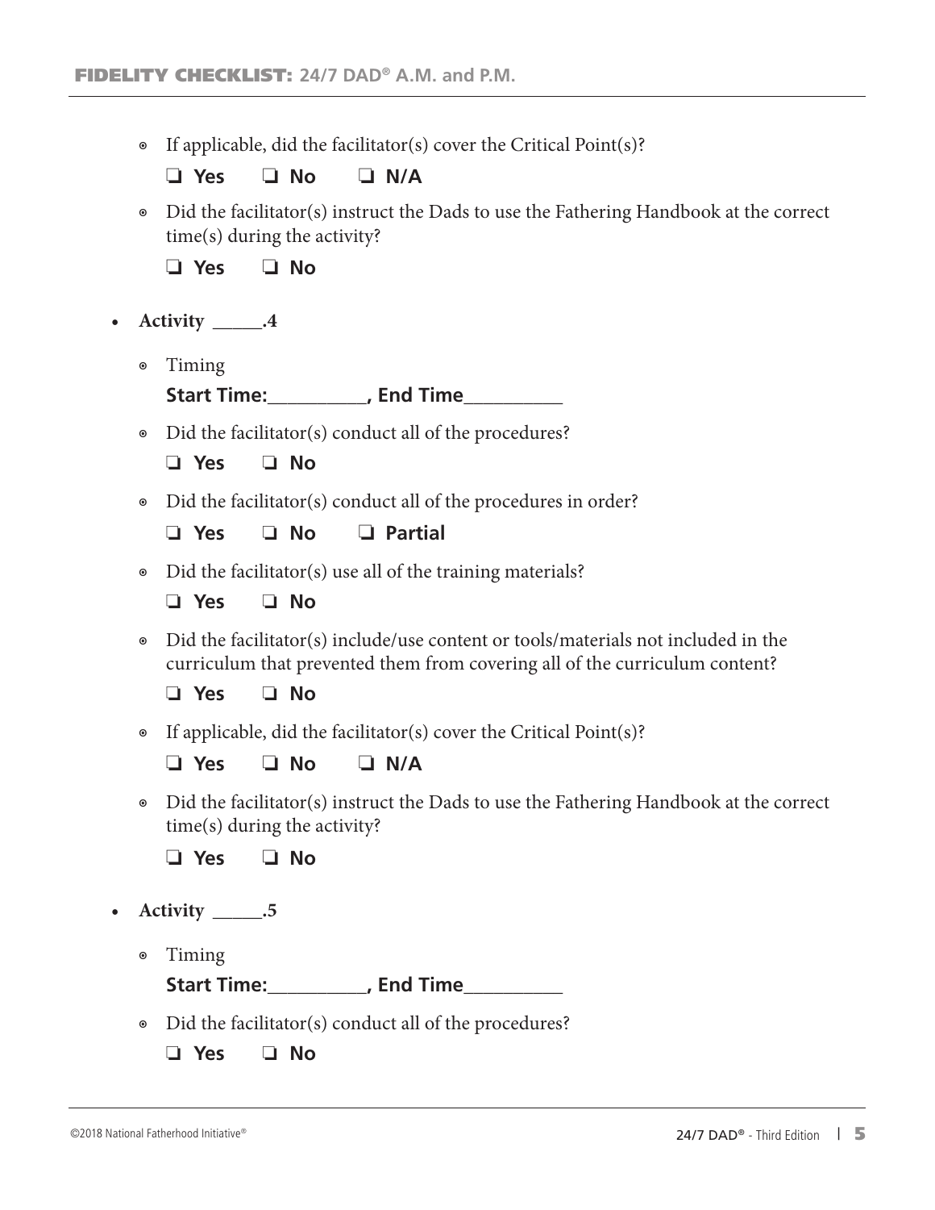- If applicable, did the facilitator(s) cover the Critical Point(s)?

  ❑ **Yes** ❑ **No** ❑ **N/A**

- Did the facilitator(s) instruct the Dads to use the Fathering Handbook at the correct time(s) during the activity?

  ❑ **Yes** ❑ **No**

- **Activity _____.4**

  - Timing

    **Start Time:__________, End Time__________**

  - Did the facilitator(s) conduct all of the procedures?

    ❑ **Yes** ❑ **No**

  - Did the facilitator(s) conduct all of the procedures in order?

    ❑ **Yes** ❑ **No** ❑ **Partial**

  - Did the facilitator(s) use all of the training materials?

    ❑ **Yes** ❑ **No**

  - Did the facilitator(s) include/use content or tools/materials not included in the curriculum that prevented them from covering all of the curriculum content?

    ❑ **Yes** ❑ **No**

  - If applicable, did the facilitator(s) cover the Critical Point(s)?

    ❑ **Yes** ❑ **No** ❑ **N/A**

  - Did the facilitator(s) instruct the Dads to use the Fathering Handbook at the correct time(s) during the activity?

    ❑ **Yes** ❑ **No**

- **Activity _____.5**

  - Timing

    **Start Time:__________, End Time__________**

  - Did the facilitator(s) conduct all of the procedures?

    ❑ **Yes** ❑ **No**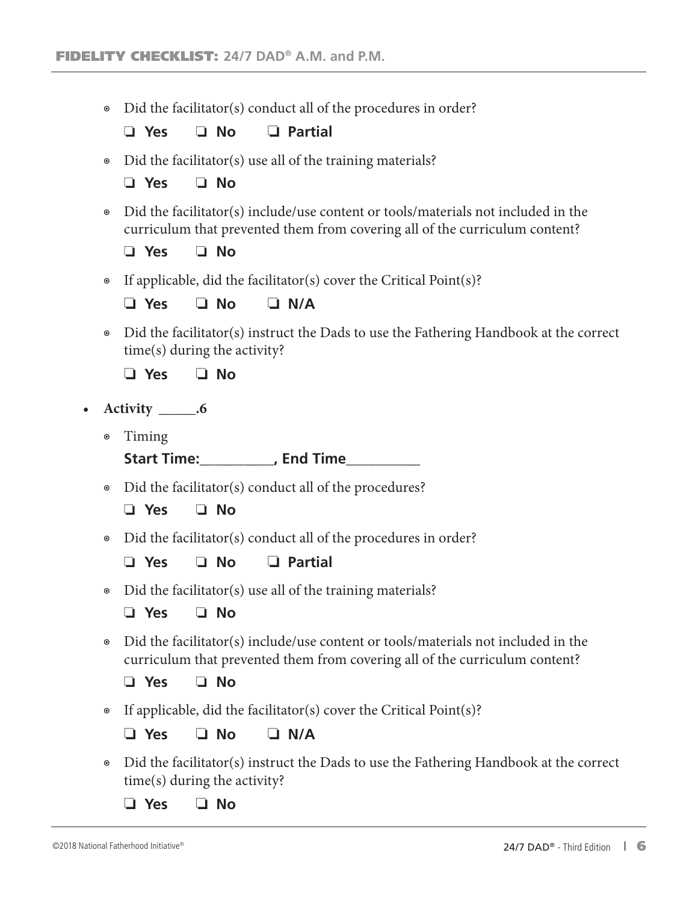- Did the facilitator(s) conduct all of the procedures in order?

  ❏ **Yes** ❏ **No** ❏ **Partial**

- Did the facilitator(s) use all of the training materials?

  ❏ **Yes** ❏ **No**

- Did the facilitator(s) include/use content or tools/materials not included in the curriculum that prevented them from covering all of the curriculum content?

  ❏ **Yes** ❏ **No**

- If applicable, did the facilitator(s) cover the Critical Point(s)?

  ❏ **Yes** ❏ **No** ❏ **N/A**

- Did the facilitator(s) instruct the Dads to use the Fathering Handbook at the correct time(s) during the activity?

  ❏ **Yes** ❏ **No**

- **Activity _____.6**
  - Timing

    **Start Time:__________, End Time__________**

  - Did the facilitator(s) conduct all of the procedures?

    ❏ **Yes** ❏ **No**

  - Did the facilitator(s) conduct all of the procedures in order?

    ❏ **Yes** ❏ **No** ❏ **Partial**

  - Did the facilitator(s) use all of the training materials?

    ❏ **Yes** ❏ **No**

  - Did the facilitator(s) include/use content or tools/materials not included in the curriculum that prevented them from covering all of the curriculum content?

    ❏ **Yes** ❏ **No**

  - If applicable, did the facilitator(s) cover the Critical Point(s)?

    ❏ **Yes** ❏ **No** ❏ **N/A**

  - Did the facilitator(s) instruct the Dads to use the Fathering Handbook at the correct time(s) during the activity?

    ❏ **Yes** ❏ **No**